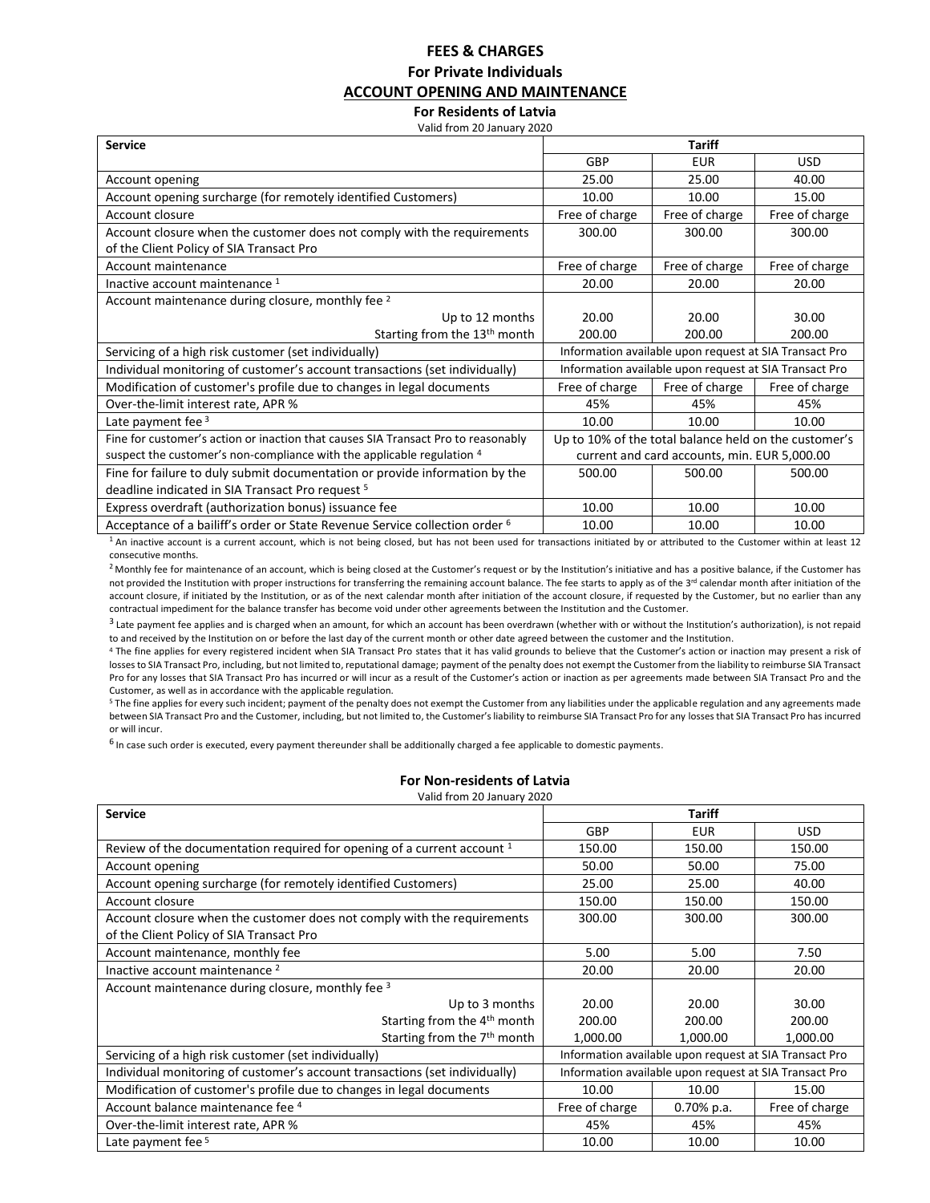# FEES & CHARGES

## For Private Individuals

## ACCOUNT OPENING AND MAINTENANCE

### For Residents of Latvia

Valid from 20 January 2020

| Service | Tariff | | |
|---|---|---|---|
| | GBP | EUR | USD |
| Account opening | 25.00 | 25.00 | 40.00 |
| Account opening surcharge (for remotely identified Customers) | 10.00 | 10.00 | 15.00 |
| Account closure | Free of charge | Free of charge | Free of charge |
| Account closure when the customer does not comply with the requirements of the Client Policy of SIA Transact Pro | 300.00 | 300.00 | 300.00 |
| Account maintenance | Free of charge | Free of charge | Free of charge |
| Inactive account maintenance [1] | 20.00 | 20.00 | 20.00 |
| Account maintenance during closure, monthly fee [2] | | | |
| Up to 12 months | 20.00 | 20.00 | 30.00 |
| Starting from the 13th month | 200.00 | 200.00 | 200.00 |
| Servicing of a high risk customer (set individually) | Information available upon request at SIA Transact Pro | | |
| Individual monitoring of customer's account transactions (set individually) | Information available upon request at SIA Transact Pro | | |
| Modification of customer's profile due to changes in legal documents | Free of charge | Free of charge | Free of charge |
| Over-the-limit interest rate, APR % | 45% | 45% | 45% |
| Late payment fee [3] | 10.00 | 10.00 | 10.00 |
| Fine for customer's action or inaction that causes SIA Transact Pro to reasonably suspect the customer's non-compliance with the applicable regulation [4] | Up to 10% of the total balance held on the customer's current and card accounts, min. EUR 5,000.00 | | |
| Fine for failure to duly submit documentation or provide information by the deadline indicated in SIA Transact Pro request [5] | 500.00 | 500.00 | 500.00 |
| Express overdraft (authorization bonus) issuance fee | 10.00 | 10.00 | 10.00 |
| Acceptance of a bailiff's order or State Revenue Service collection order [6] | 10.00 | 10.00 | 10.00 |

[1] An inactive account is a current account, which is not being closed, but has not been used for transactions initiated by or attributed to the Customer within at least 12 consecutive months.

[2] Monthly fee for maintenance of an account, which is being closed at the Customer's request or by the Institution's initiative and has a positive balance, if the Customer has not provided the Institution with proper instructions for transferring the remaining account balance. The fee starts to apply as of the 3rd calendar month after initiation of the account closure, if initiated by the Institution, or as of the next calendar month after initiation of the account closure, if requested by the Customer, but no earlier than any contractual impediment for the balance transfer has become void under other agreements between the Institution and the Customer.

[3] Late payment fee applies and is charged when an amount, for which an account has been overdrawn (whether with or without the Institution's authorization), is not repaid to and received by the Institution on or before the last day of the current month or other date agreed between the customer and the Institution.

[4] The fine applies for every registered incident when SIA Transact Pro states that it has valid grounds to believe that the Customer's action or inaction may present a risk of losses to SIA Transact Pro, including, but not limited to, reputational damage; payment of the penalty does not exempt the Customer from the liability to reimburse SIA Transact Pro for any losses that SIA Transact Pro has incurred or will incur as a result of the Customer's action or inaction as per agreements made between SIA Transact Pro and the Customer, as well as in accordance with the applicable regulation.

[5] The fine applies for every such incident; payment of the penalty does not exempt the Customer from any liabilities under the applicable regulation and any agreements made between SIA Transact Pro and the Customer, including, but not limited to, the Customer's liability to reimburse SIA Transact Pro for any losses that SIA Transact Pro has incurred or will incur.

[6] In case such order is executed, every payment thereunder shall be additionally charged a fee applicable to domestic payments.

### For Non-residents of Latvia

Valid from 20 January 2020

| Service | Tariff | | |
|---|---|---|---|
| | GBP | EUR | USD |
| Review of the documentation required for opening of a current account [1] | 150.00 | 150.00 | 150.00 |
| Account opening | 50.00 | 50.00 | 75.00 |
| Account opening surcharge (for remotely identified Customers) | 25.00 | 25.00 | 40.00 |
| Account closure | 150.00 | 150.00 | 150.00 |
| Account closure when the customer does not comply with the requirements of the Client Policy of SIA Transact Pro | 300.00 | 300.00 | 300.00 |
| Account maintenance, monthly fee | 5.00 | 5.00 | 7.50 |
| Inactive account maintenance [2] | 20.00 | 20.00 | 20.00 |
| Account maintenance during closure, monthly fee [3] | | | |
| Up to 3 months | 20.00 | 20.00 | 30.00 |
| Starting from the 4th month | 200.00 | 200.00 | 200.00 |
| Starting from the 7th month | 1,000.00 | 1,000.00 | 1,000.00 |
| Servicing of a high risk customer (set individually) | Information available upon request at SIA Transact Pro | | |
| Individual monitoring of customer's account transactions (set individually) | Information available upon request at SIA Transact Pro | | |
| Modification of customer's profile due to changes in legal documents | 10.00 | 10.00 | 15.00 |
| Account balance maintenance fee [4] | Free of charge | 0.70% p.a. | Free of charge |
| Over-the-limit interest rate, APR % | 45% | 45% | 45% |
| Late payment fee [5] | 10.00 | 10.00 | 10.00 |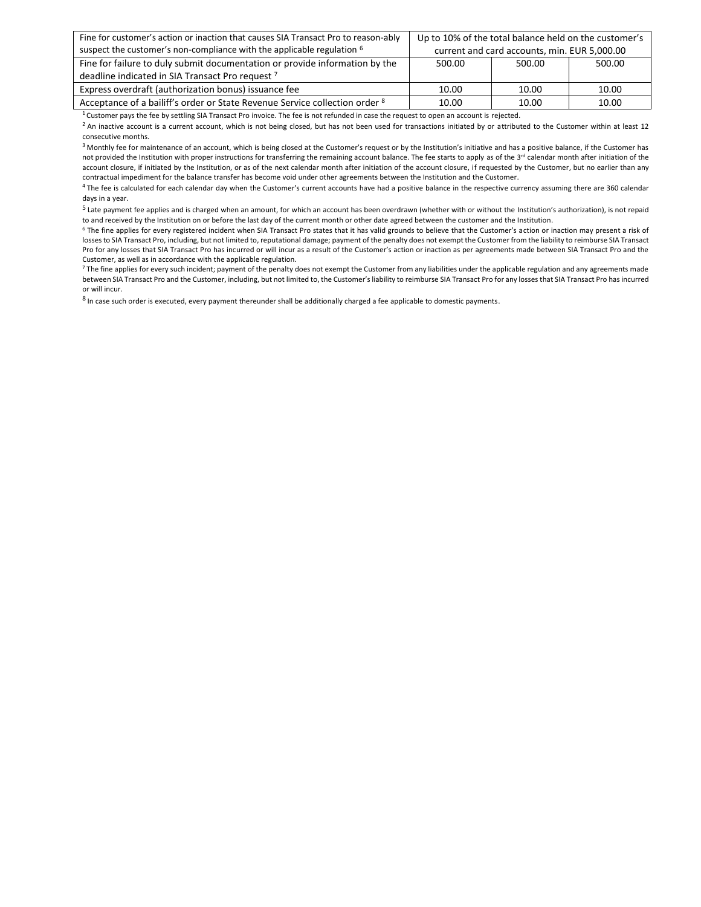| Fine for customer's action or inaction that causes SIA Transact Pro to reason-ably suspect the customer's non-compliance with the applicable regulation [6] | Up to 10% of the total balance held on the customer's current and card accounts, min. EUR 5,000.00 | | |
|---|---|---|---|
| Fine for failure to duly submit documentation or provide information by the deadline indicated in SIA Transact Pro request [7] | 500.00 | 500.00 | 500.00 |
| Express overdraft (authorization bonus) issuance fee | 10.00 | 10.00 | 10.00 |
| Acceptance of a bailiff's order or State Revenue Service collection order [8] | 10.00 | 10.00 | 10.00 |

[1] Customer pays the fee by settling SIA Transact Pro invoice. The fee is not refunded in case the request to open an account is rejected.

[2] An inactive account is a current account, which is not being closed, but has not been used for transactions initiated by or attributed to the Customer within at least 12 consecutive months.

[3] Monthly fee for maintenance of an account, which is being closed at the Customer's request or by the Institution's initiative and has a positive balance, if the Customer has not provided the Institution with proper instructions for transferring the remaining account balance. The fee starts to apply as of the 3rd calendar month after initiation of the account closure, if initiated by the Institution, or as of the next calendar month after initiation of the account closure, if requested by the Customer, but no earlier than any contractual impediment for the balance transfer has become void under other agreements between the Institution and the Customer.

[4] The fee is calculated for each calendar day when the Customer's current accounts have had a positive balance in the respective currency assuming there are 360 calendar days in a year.

[5] Late payment fee applies and is charged when an amount, for which an account has been overdrawn (whether with or without the Institution's authorization), is not repaid to and received by the Institution on or before the last day of the current month or other date agreed between the customer and the Institution.

[6] The fine applies for every registered incident when SIA Transact Pro states that it has valid grounds to believe that the Customer's action or inaction may present a risk of losses to SIA Transact Pro, including, but not limited to, reputational damage; payment of the penalty does not exempt the Customer from the liability to reimburse SIA Transact Pro for any losses that SIA Transact Pro has incurred or will incur as a result of the Customer's action or inaction as per agreements made between SIA Transact Pro and the Customer, as well as in accordance with the applicable regulation.

[7] The fine applies for every such incident; payment of the penalty does not exempt the Customer from any liabilities under the applicable regulation and any agreements made between SIA Transact Pro and the Customer, including, but not limited to, the Customer's liability to reimburse SIA Transact Pro for any losses that SIA Transact Pro has incurred or will incur.

[8] In case such order is executed, every payment thereunder shall be additionally charged a fee applicable to domestic payments.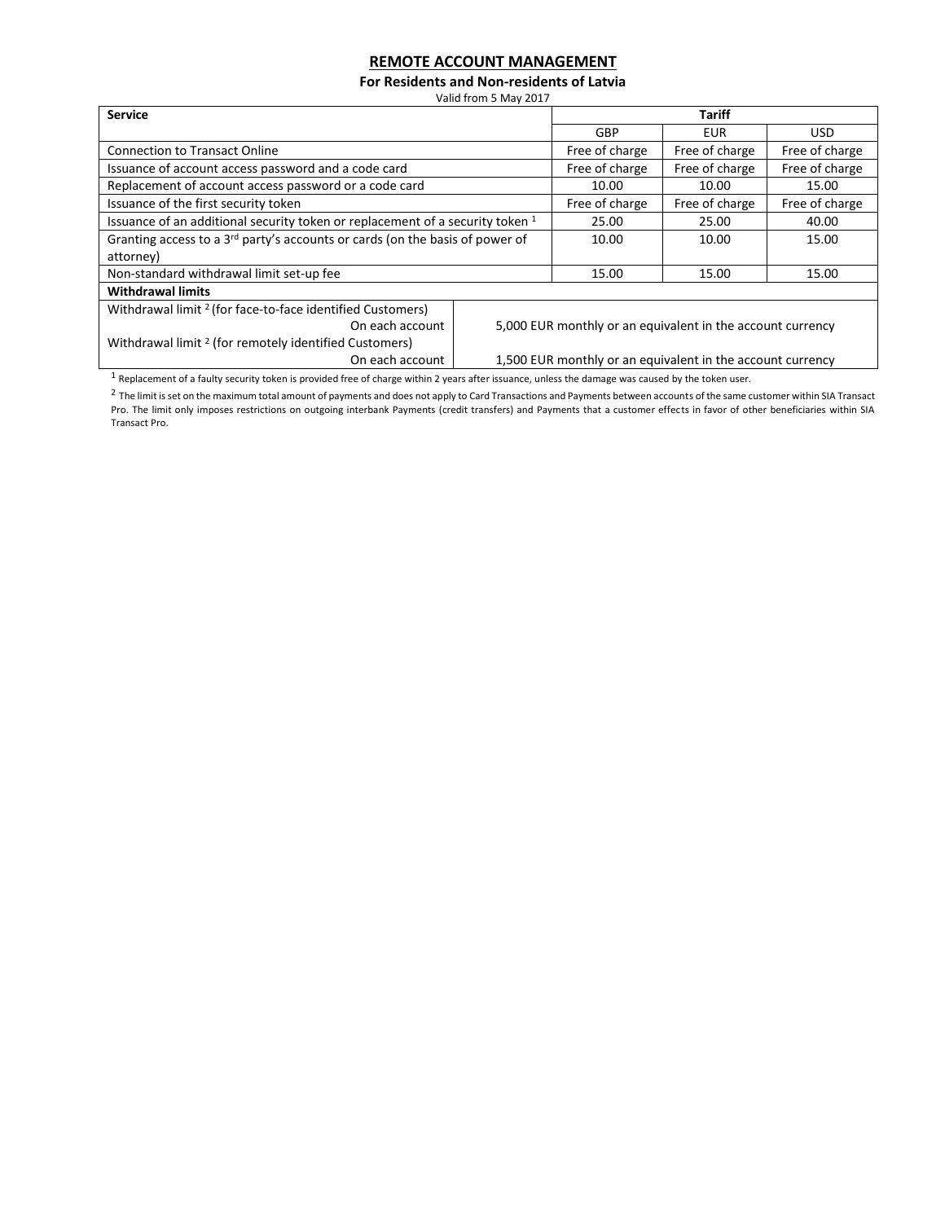## REMOTE ACCOUNT MANAGEMENT

**For Residents and Non-residents of Latvia**

Valid from 5 May 2017

| Service | Tariff | | |
|---|---|---|---|
| | GBP | EUR | USD |
| Connection to Transact Online | Free of charge | Free of charge | Free of charge |
| Issuance of account access password and a code card | Free of charge | Free of charge | Free of charge |
| Replacement of account access password or a code card | 10.00 | 10.00 | 15.00 |
| Issuance of the first security token | Free of charge | Free of charge | Free of charge |
| Issuance of an additional security token or replacement of a security token [1] | 25.00 | 25.00 | 40.00 |
| Granting access to a 3rd party's accounts or cards (on the basis of power of attorney) | 10.00 | 10.00 | 15.00 |
| Non-standard withdrawal limit set-up fee | 15.00 | 15.00 | 15.00 |
| **Withdrawal limits** | | | |
| Withdrawal limit [2] (for face-to-face identified Customers) On each account | 5,000 EUR monthly or an equivalent in the account currency | | |
| Withdrawal limit [2] (for remotely identified Customers) On each account | 1,500 EUR monthly or an equivalent in the account currency | | |

[1] Replacement of a faulty security token is provided free of charge within 2 years after issuance, unless the damage was caused by the token user.

[2] The limit is set on the maximum total amount of payments and does not apply to Card Transactions and Payments between accounts of the same customer within SIA Transact Pro. The limit only imposes restrictions on outgoing interbank Payments (credit transfers) and Payments that a customer effects in favor of other beneficiaries within SIA Transact Pro.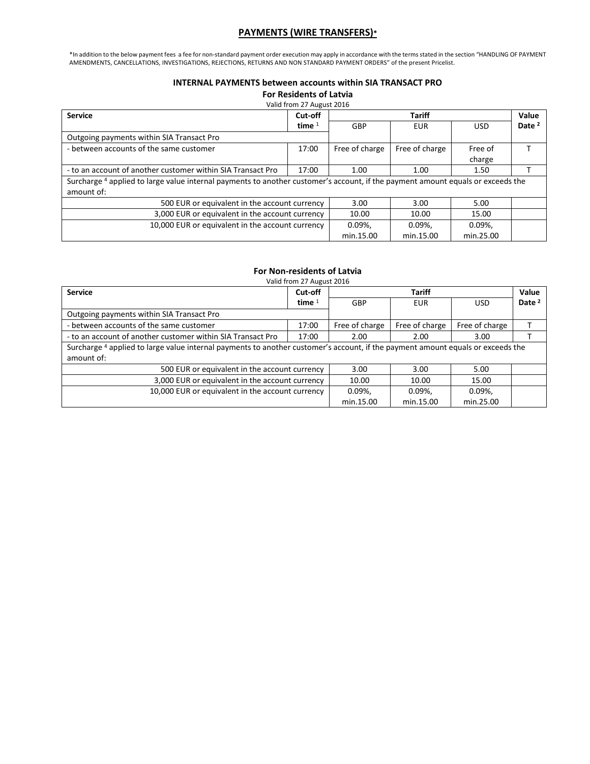## PAYMENTS (WIRE TRANSFERS)*

*In addition to the below payment fees a fee for non-standard payment order execution may apply in accordance with the terms stated in the section "HANDLING OF PAYMENT AMENDMENTS, CANCELLATIONS, INVESTIGATIONS, REJECTIONS, RETURNS AND NON STANDARD PAYMENT ORDERS" of the present Pricelist.

### INTERNAL PAYMENTS between accounts within SIA TRANSACT PRO

#### For Residents of Latvia

Valid from 27 August 2016

| Service | Cut-off time [1] | Tariff | | | Value Date [2] |
|---|---|---|---|---|---|
| | | GBP | EUR | USD | |
| Outgoing payments within SIA Transact Pro | | | | | |
| - between accounts of the same customer | 17:00 | Free of charge | Free of charge | Free of charge | T |
| - to an account of another customer within SIA Transact Pro | 17:00 | 1.00 | 1.00 | 1.50 | T |
| Surcharge [4] applied to large value internal payments to another customer's account, if the payment amount equals or exceeds the amount of: | | | | | |
| 500 EUR or equivalent in the account currency | | 3.00 | 3.00 | 5.00 | |
| 3,000 EUR or equivalent in the account currency | | 10.00 | 10.00 | 15.00 | |
| 10,000 EUR or equivalent in the account currency | | 0.09%, min.15.00 | 0.09%, min.15.00 | 0.09%, min.25.00 | |

#### For Non-residents of Latvia

Valid from 27 August 2016

| Service | Cut-off time [1] | Tariff | | | Value Date [2] |
|---|---|---|---|---|---|
| | | GBP | EUR | USD | |
| Outgoing payments within SIA Transact Pro | | | | | |
| - between accounts of the same customer | 17:00 | Free of charge | Free of charge | Free of charge | T |
| - to an account of another customer within SIA Transact Pro | 17:00 | 2.00 | 2.00 | 3.00 | T |
| Surcharge [4] applied to large value internal payments to another customer's account, if the payment amount equals or exceeds the amount of: | | | | | |
| 500 EUR or equivalent in the account currency | | 3.00 | 3.00 | 5.00 | |
| 3,000 EUR or equivalent in the account currency | | 10.00 | 10.00 | 15.00 | |
| 10,000 EUR or equivalent in the account currency | | 0.09%, min.15.00 | 0.09%, min.15.00 | 0.09%, min.25.00 | |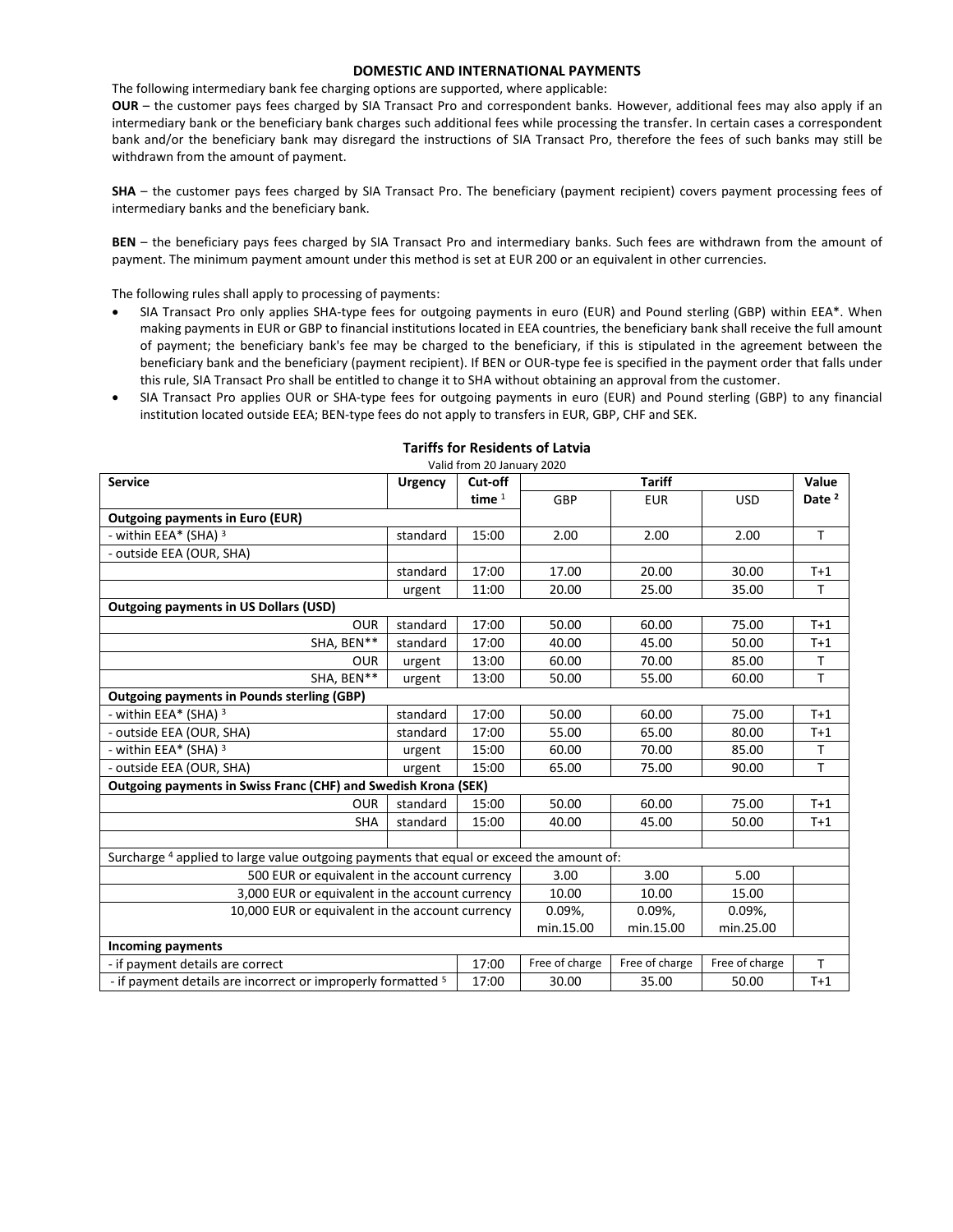## DOMESTIC AND INTERNATIONAL PAYMENTS

The following intermediary bank fee charging options are supported, where applicable:

**OUR** – the customer pays fees charged by SIA Transact Pro and correspondent banks. However, additional fees may also apply if an intermediary bank or the beneficiary bank charges such additional fees while processing the transfer. In certain cases a correspondent bank and/or the beneficiary bank may disregard the instructions of SIA Transact Pro, therefore the fees of such banks may still be withdrawn from the amount of payment.

**SHA** – the customer pays fees charged by SIA Transact Pro. The beneficiary (payment recipient) covers payment processing fees of intermediary banks and the beneficiary bank.

**BEN** – the beneficiary pays fees charged by SIA Transact Pro and intermediary banks. Such fees are withdrawn from the amount of payment. The minimum payment amount under this method is set at EUR 200 or an equivalent in other currencies.

The following rules shall apply to processing of payments:

- SIA Transact Pro only applies SHA-type fees for outgoing payments in euro (EUR) and Pound sterling (GBP) within EEA*. When making payments in EUR or GBP to financial institutions located in EEA countries, the beneficiary bank shall receive the full amount of payment; the beneficiary bank's fee may be charged to the beneficiary, if this is stipulated in the agreement between the beneficiary bank and the beneficiary (payment recipient). If BEN or OUR-type fee is specified in the payment order that falls under this rule, SIA Transact Pro shall be entitled to change it to SHA without obtaining an approval from the customer.
- SIA Transact Pro applies OUR or SHA-type fees for outgoing payments in euro (EUR) and Pound sterling (GBP) to any financial institution located outside EEA; BEN-type fees do not apply to transfers in EUR, GBP, CHF and SEK.

### Tariffs for Residents of Latvia

Valid from 20 January 2020

| Service | Urgency | Cut-off time [1] | Tariff | | | Value Date [2] |
|---|---|---|---|---|---|---|
| | | | GBP | EUR | USD | |
| **Outgoing payments in Euro (EUR)** | | | | | | |
| - within EEA* (SHA) [3] | standard | 15:00 | 2.00 | 2.00 | 2.00 | T |
| - outside EEA (OUR, SHA) | | | | | | |
| | standard | 17:00 | 17.00 | 20.00 | 30.00 | T+1 |
| | urgent | 11:00 | 20.00 | 25.00 | 35.00 | T |
| **Outgoing payments in US Dollars (USD)** | | | | | | |
| OUR | standard | 17:00 | 50.00 | 60.00 | 75.00 | T+1 |
| SHA, BEN** | standard | 17:00 | 40.00 | 45.00 | 50.00 | T+1 |
| OUR | urgent | 13:00 | 60.00 | 70.00 | 85.00 | T |
| SHA, BEN** | urgent | 13:00 | 50.00 | 55.00 | 60.00 | T |
| **Outgoing payments in Pounds sterling (GBP)** | | | | | | |
| - within EEA* (SHA) [3] | standard | 17:00 | 50.00 | 60.00 | 75.00 | T+1 |
| - outside EEA (OUR, SHA) | standard | 17:00 | 55.00 | 65.00 | 80.00 | T+1 |
| - within EEA* (SHA) [3] | urgent | 15:00 | 60.00 | 70.00 | 85.00 | T |
| - outside EEA (OUR, SHA) | urgent | 15:00 | 65.00 | 75.00 | 90.00 | T |
| **Outgoing payments in Swiss Franc (CHF) and Swedish Krona (SEK)** | | | | | | |
| OUR | standard | 15:00 | 50.00 | 60.00 | 75.00 | T+1 |
| SHA | standard | 15:00 | 40.00 | 45.00 | 50.00 | T+1 |
| | | | | | | |
| Surcharge [4] applied to large value outgoing payments that equal or exceed the amount of: | | | | | | |
| 500 EUR or equivalent in the account currency | | | 3.00 | 3.00 | 5.00 | |
| 3,000 EUR or equivalent in the account currency | | | 10.00 | 10.00 | 15.00 | |
| 10,000 EUR or equivalent in the account currency | | | 0.09%, min.15.00 | 0.09%, min.15.00 | 0.09%, min.25.00 | |
| **Incoming payments** | | | | | | |
| - if payment details are correct | | 17:00 | Free of charge | Free of charge | Free of charge | T |
| - if payment details are incorrect or improperly formatted [5] | | 17:00 | 30.00 | 35.00 | 50.00 | T+1 |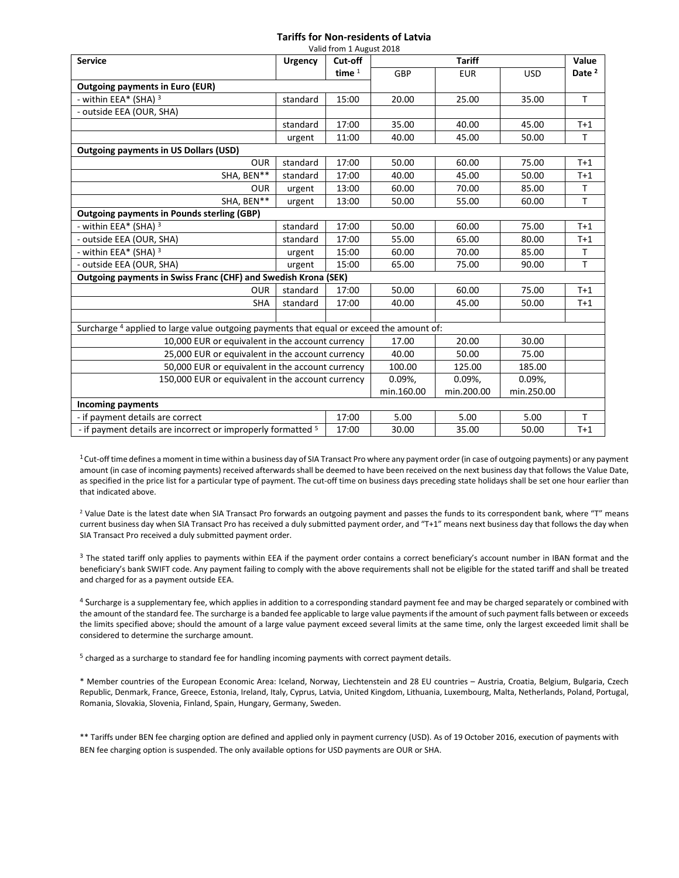## Tariffs for Non-residents of Latvia

Valid from 1 August 2018

| Service | Urgency | Cut-off time [1] | Tariff | | | Value Date [2] |
|---|---|---|---|---|---|---|
| | | | GBP | EUR | USD | |
| **Outgoing payments in Euro (EUR)** | | | | | | |
| - within EEA* (SHA) [3] | standard | 15:00 | 20.00 | 25.00 | 35.00 | T |
| - outside EEA (OUR, SHA) | | | | | | |
| | standard | 17:00 | 35.00 | 40.00 | 45.00 | T+1 |
| | urgent | 11:00 | 40.00 | 45.00 | 50.00 | T |
| **Outgoing payments in US Dollars (USD)** | | | | | | |
| OUR | standard | 17:00 | 50.00 | 60.00 | 75.00 | T+1 |
| SHA, BEN** | standard | 17:00 | 40.00 | 45.00 | 50.00 | T+1 |
| OUR | urgent | 13:00 | 60.00 | 70.00 | 85.00 | T |
| SHA, BEN** | urgent | 13:00 | 50.00 | 55.00 | 60.00 | T |
| **Outgoing payments in Pounds sterling (GBP)** | | | | | | |
| - within EEA* (SHA) [3] | standard | 17:00 | 50.00 | 60.00 | 75.00 | T+1 |
| - outside EEA (OUR, SHA) | standard | 17:00 | 55.00 | 65.00 | 80.00 | T+1 |
| - within EEA* (SHA) [3] | urgent | 15:00 | 60.00 | 70.00 | 85.00 | T |
| - outside EEA (OUR, SHA) | urgent | 15:00 | 65.00 | 75.00 | 90.00 | T |
| **Outgoing payments in Swiss Franc (CHF) and Swedish Krona (SEK)** | | | | | | |
| OUR | standard | 17:00 | 50.00 | 60.00 | 75.00 | T+1 |
| SHA | standard | 17:00 | 40.00 | 45.00 | 50.00 | T+1 |
| | | | | | | |
| Surcharge [4] applied to large value outgoing payments that equal or exceed the amount of: | | | | | | |
| 10,000 EUR or equivalent in the account currency | | | 17.00 | 20.00 | 30.00 | |
| 25,000 EUR or equivalent in the account currency | | | 40.00 | 50.00 | 75.00 | |
| 50,000 EUR or equivalent in the account currency | | | 100.00 | 125.00 | 185.00 | |
| 150,000 EUR or equivalent in the account currency | | | 0.09%, min.160.00 | 0.09%, min.200.00 | 0.09%, min.250.00 | |
| **Incoming payments** | | | | | | |
| - if payment details are correct | | 17:00 | 5.00 | 5.00 | 5.00 | T |
| - if payment details are incorrect or improperly formatted [5] | | 17:00 | 30.00 | 35.00 | 50.00 | T+1 |

[1] Cut-off time defines a moment in time within a business day of SIA Transact Pro where any payment order (in case of outgoing payments) or any payment amount (in case of incoming payments) received afterwards shall be deemed to have been received on the next business day that follows the Value Date, as specified in the price list for a particular type of payment. The cut-off time on business days preceding state holidays shall be set one hour earlier than that indicated above.

[2] Value Date is the latest date when SIA Transact Pro forwards an outgoing payment and passes the funds to its correspondent bank, where "T" means current business day when SIA Transact Pro has received a duly submitted payment order, and "T+1" means next business day that follows the day when SIA Transact Pro received a duly submitted payment order.

[3] The stated tariff only applies to payments within EEA if the payment order contains a correct beneficiary's account number in IBAN format and the beneficiary's bank SWIFT code. Any payment failing to comply with the above requirements shall not be eligible for the stated tariff and shall be treated and charged for as a payment outside EEA.

[4] Surcharge is a supplementary fee, which applies in addition to a corresponding standard payment fee and may be charged separately or combined with the amount of the standard fee. The surcharge is a banded fee applicable to large value payments if the amount of such payment falls between or exceeds the limits specified above; should the amount of a large value payment exceed several limits at the same time, only the largest exceeded limit shall be considered to determine the surcharge amount.

[5] charged as a surcharge to standard fee for handling incoming payments with correct payment details.

\* Member countries of the European Economic Area: Iceland, Norway, Liechtenstein and 28 EU countries – Austria, Croatia, Belgium, Bulgaria, Czech Republic, Denmark, France, Greece, Estonia, Ireland, Italy, Cyprus, Latvia, United Kingdom, Lithuania, Luxembourg, Malta, Netherlands, Poland, Portugal, Romania, Slovakia, Slovenia, Finland, Spain, Hungary, Germany, Sweden.

\** Tariffs under BEN fee charging option are defined and applied only in payment currency (USD). As of 19 October 2016, execution of payments with BEN fee charging option is suspended. The only available options for USD payments are OUR or SHA.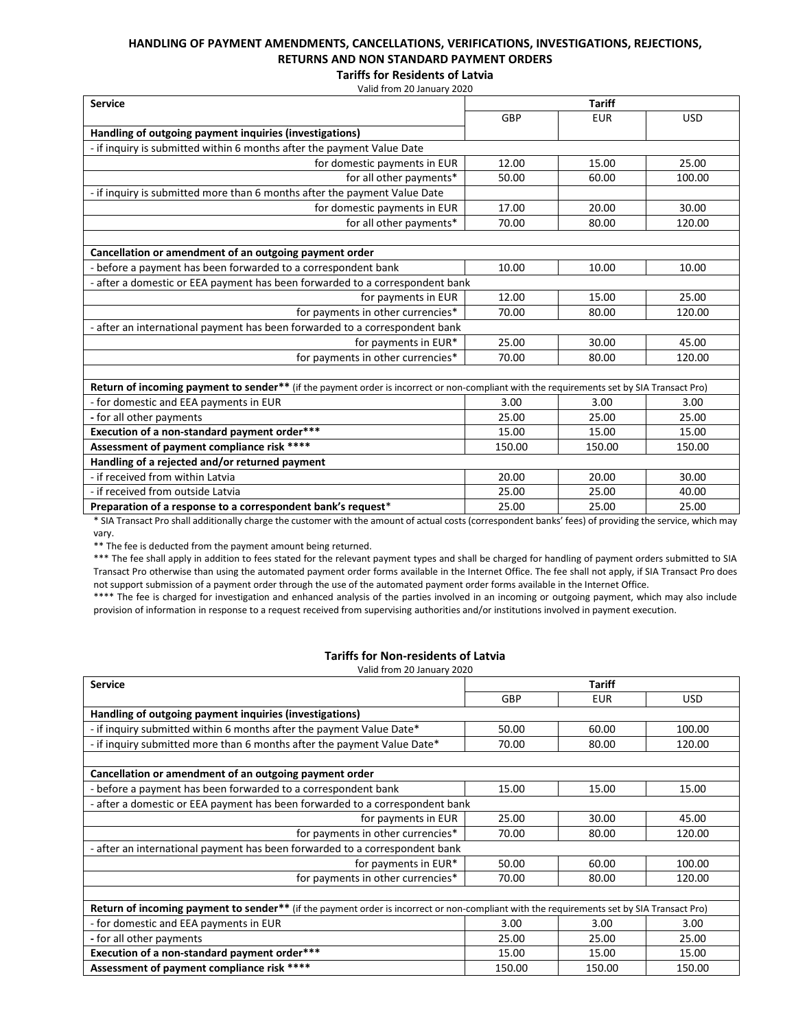## HANDLING OF PAYMENT AMENDMENTS, CANCELLATIONS, VERIFICATIONS, INVESTIGATIONS, REJECTIONS, RETURNS AND NON STANDARD PAYMENT ORDERS

### Tariffs for Residents of Latvia

Valid from 20 January 2020

| Service | Tariff | | |
|---|---|---|---|
| | GBP | EUR | USD |
| **Handling of outgoing payment inquiries (investigations)** | | | |
| - if inquiry is submitted within 6 months after the payment Value Date | | | |
| for domestic payments in EUR | 12.00 | 15.00 | 25.00 |
| for all other payments* | 50.00 | 60.00 | 100.00 |
| - if inquiry is submitted more than 6 months after the payment Value Date | | | |
| for domestic payments in EUR | 17.00 | 20.00 | 30.00 |
| for all other payments* | 70.00 | 80.00 | 120.00 |
| | | | |
| **Cancellation or amendment of an outgoing payment order** | | | |
| - before a payment has been forwarded to a correspondent bank | 10.00 | 10.00 | 10.00 |
| - after a domestic or EEA payment has been forwarded to a correspondent bank | | | |
| for payments in EUR | 12.00 | 15.00 | 25.00 |
| for payments in other currencies* | 70.00 | 80.00 | 120.00 |
| - after an international payment has been forwarded to a correspondent bank | | | |
| for payments in EUR* | 25.00 | 30.00 | 45.00 |
| for payments in other currencies* | 70.00 | 80.00 | 120.00 |
| | | | |
| **Return of incoming payment to sender**** (if the payment order is incorrect or non-compliant with the requirements set by SIA Transact Pro) | | | |
| - for domestic and EEA payments in EUR | 3.00 | 3.00 | 3.00 |
| - for all other payments | 25.00 | 25.00 | 25.00 |
| **Execution of a non-standard payment order***** | 15.00 | 15.00 | 15.00 |
| **Assessment of payment compliance risk ******** | 150.00 | 150.00 | 150.00 |
| **Handling of a rejected and/or returned payment** | | | |
| - if received from within Latvia | 20.00 | 20.00 | 30.00 |
| - if received from outside Latvia | 25.00 | 25.00 | 40.00 |
| **Preparation of a response to a correspondent bank's request*** | 25.00 | 25.00 | 25.00 |

\* SIA Transact Pro shall additionally charge the customer with the amount of actual costs (correspondent banks' fees) of providing the service, which may vary.

\** The fee is deducted from the payment amount being returned.

\*** The fee shall apply in addition to fees stated for the relevant payment types and shall be charged for handling of payment orders submitted to SIA Transact Pro otherwise than using the automated payment order forms available in the Internet Office. The fee shall not apply, if SIA Transact Pro does not support submission of a payment order through the use of the automated payment order forms available in the Internet Office.

\**** The fee is charged for investigation and enhanced analysis of the parties involved in an incoming or outgoing payment, which may also include provision of information in response to a request received from supervising authorities and/or institutions involved in payment execution.

### Tariffs for Non-residents of Latvia

Valid from 20 January 2020

| Service | Tariff | | |
|---|---|---|---|
| | GBP | EUR | USD |
| **Handling of outgoing payment inquiries (investigations)** | | | |
| - if inquiry submitted within 6 months after the payment Value Date* | 50.00 | 60.00 | 100.00 |
| - if inquiry submitted more than 6 months after the payment Value Date* | 70.00 | 80.00 | 120.00 |
| | | | |
| **Cancellation or amendment of an outgoing payment order** | | | |
| - before a payment has been forwarded to a correspondent bank | 15.00 | 15.00 | 15.00 |
| - after a domestic or EEA payment has been forwarded to a correspondent bank | | | |
| for payments in EUR | 25.00 | 30.00 | 45.00 |
| for payments in other currencies* | 70.00 | 80.00 | 120.00 |
| - after an international payment has been forwarded to a correspondent bank | | | |
| for payments in EUR* | 50.00 | 60.00 | 100.00 |
| for payments in other currencies* | 70.00 | 80.00 | 120.00 |
| | | | |
| **Return of incoming payment to sender**** (if the payment order is incorrect or non-compliant with the requirements set by SIA Transact Pro) | | | |
| - for domestic and EEA payments in EUR | 3.00 | 3.00 | 3.00 |
| - for all other payments | 25.00 | 25.00 | 25.00 |
| **Execution of a non-standard payment order***** | 15.00 | 15.00 | 15.00 |
| **Assessment of payment compliance risk ******** | 150.00 | 150.00 | 150.00 |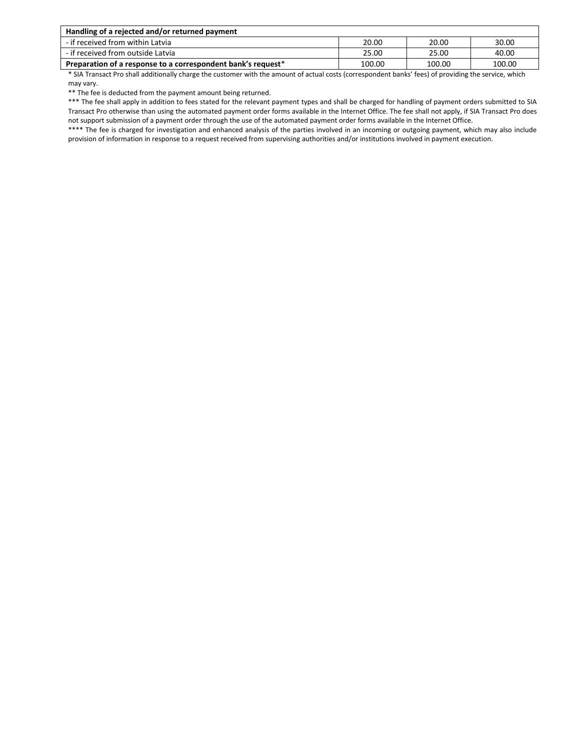| Handling of a rejected and/or returned payment | | | |
| --- | --- | --- | --- |
| - if received from within Latvia | 20.00 | 20.00 | 30.00 |
| - if received from outside Latvia | 25.00 | 25.00 | 40.00 |
| **Preparation of a response to a correspondent bank's request*** | 100.00 | 100.00 | 100.00 |

* SIA Transact Pro shall additionally charge the customer with the amount of actual costs (correspondent banks' fees) of providing the service, which may vary.

** The fee is deducted from the payment amount being returned.

*** The fee shall apply in addition to fees stated for the relevant payment types and shall be charged for handling of payment orders submitted to SIA Transact Pro otherwise than using the automated payment order forms available in the Internet Office. The fee shall not apply, if SIA Transact Pro does not support submission of a payment order through the use of the automated payment order forms available in the Internet Office.

**** The fee is charged for investigation and enhanced analysis of the parties involved in an incoming or outgoing payment, which may also include provision of information in response to a request received from supervising authorities and/or institutions involved in payment execution.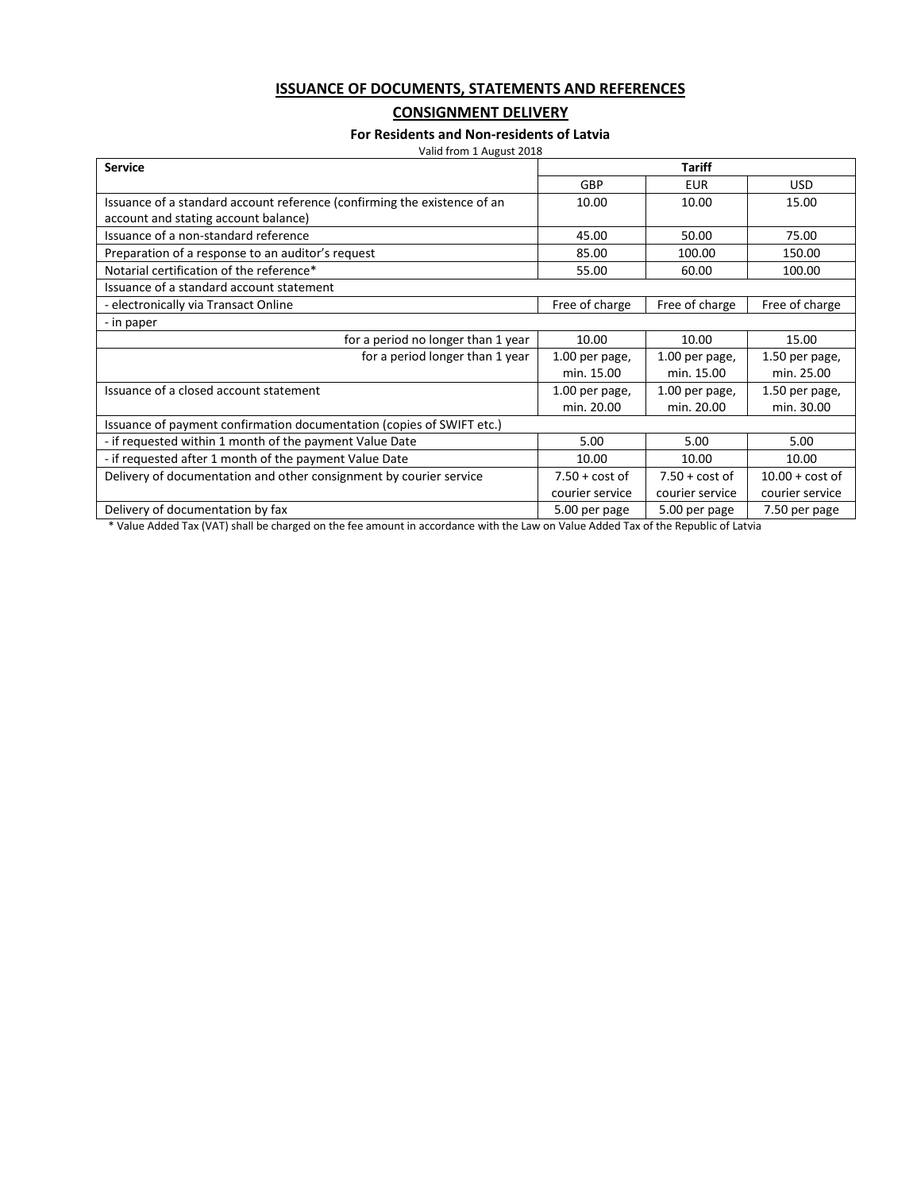## ISSUANCE OF DOCUMENTS, STATEMENTS AND REFERENCES

## CONSIGNMENT DELIVERY

### For Residents and Non-residents of Latvia

Valid from 1 August 2018

| Service | Tariff | | |
|---|---|---|---|
| | GBP | EUR | USD |
| Issuance of a standard account reference (confirming the existence of an account and stating account balance) | 10.00 | 10.00 | 15.00 |
| Issuance of a non-standard reference | 45.00 | 50.00 | 75.00 |
| Preparation of a response to an auditor's request | 85.00 | 100.00 | 150.00 |
| Notarial certification of the reference* | 55.00 | 60.00 | 100.00 |
| Issuance of a standard account statement | | | |
| - electronically via Transact Online | Free of charge | Free of charge | Free of charge |
| - in paper | | | |
| for a period no longer than 1 year | 10.00 | 10.00 | 15.00 |
| for a period longer than 1 year | 1.00 per page, min. 15.00 | 1.00 per page, min. 15.00 | 1.50 per page, min. 25.00 |
| Issuance of a closed account statement | 1.00 per page, min. 20.00 | 1.00 per page, min. 20.00 | 1.50 per page, min. 30.00 |
| Issuance of payment confirmation documentation (copies of SWIFT etc.) | | | |
| - if requested within 1 month of the payment Value Date | 5.00 | 5.00 | 5.00 |
| - if requested after 1 month of the payment Value Date | 10.00 | 10.00 | 10.00 |
| Delivery of documentation and other consignment by courier service | 7.50 + cost of courier service | 7.50 + cost of courier service | 10.00 + cost of courier service |
| Delivery of documentation by fax | 5.00 per page | 5.00 per page | 7.50 per page |

* Value Added Tax (VAT) shall be charged on the fee amount in accordance with the Law on Value Added Tax of the Republic of Latvia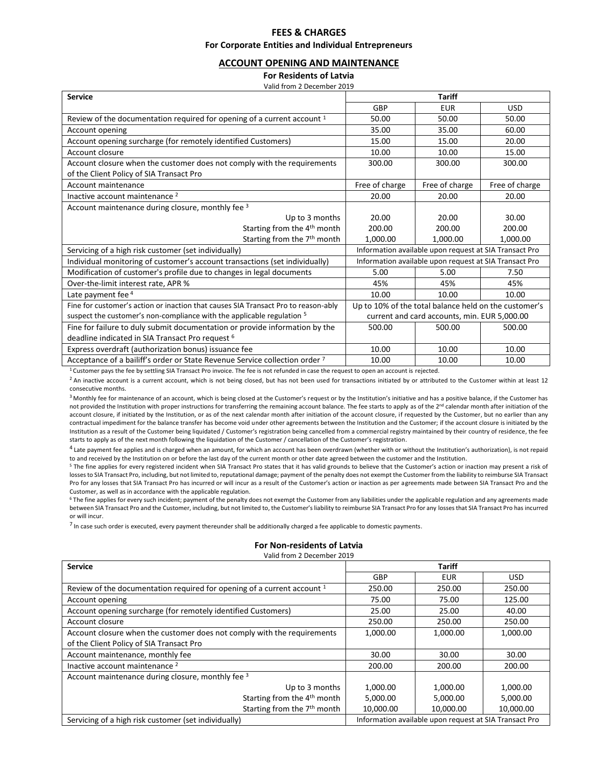# FEES & CHARGES

**For Corporate Entities and Individual Entrepreneurs**

## ACCOUNT OPENING AND MAINTENANCE

### For Residents of Latvia

Valid from 2 December 2019

| Service | Tariff | | |
|---|---|---|---|
| | GBP | EUR | USD |
| Review of the documentation required for opening of a current account [1] | 50.00 | 50.00 | 50.00 |
| Account opening | 35.00 | 35.00 | 60.00 |
| Account opening surcharge (for remotely identified Customers) | 15.00 | 15.00 | 20.00 |
| Account closure | 10.00 | 10.00 | 15.00 |
| Account closure when the customer does not comply with the requirements of the Client Policy of SIA Transact Pro | 300.00 | 300.00 | 300.00 |
| Account maintenance | Free of charge | Free of charge | Free of charge |
| Inactive account maintenance [2] | 20.00 | 20.00 | 20.00 |
| Account maintenance during closure, monthly fee [3] | | | |
| Up to 3 months | 20.00 | 20.00 | 30.00 |
| Starting from the 4th month | 200.00 | 200.00 | 200.00 |
| Starting from the 7th month | 1,000.00 | 1,000.00 | 1,000.00 |
| Servicing of a high risk customer (set individually) | Information available upon request at SIA Transact Pro | | |
| Individual monitoring of customer's account transactions (set individually) | Information available upon request at SIA Transact Pro | | |
| Modification of customer's profile due to changes in legal documents | 5.00 | 5.00 | 7.50 |
| Over-the-limit interest rate, APR % | 45% | 45% | 45% |
| Late payment fee [4] | 10.00 | 10.00 | 10.00 |
| Fine for customer's action or inaction that causes SIA Transact Pro to reason-ably suspect the customer's non-compliance with the applicable regulation [5] | Up to 10% of the total balance held on the customer's current and card accounts, min. EUR 5,000.00 | | |
| Fine for failure to duly submit documentation or provide information by the deadline indicated in SIA Transact Pro request [6] | 500.00 | 500.00 | 500.00 |
| Express overdraft (authorization bonus) issuance fee | 10.00 | 10.00 | 10.00 |
| Acceptance of a bailiff's order or State Revenue Service collection order [7] | 10.00 | 10.00 | 10.00 |

[1] Customer pays the fee by settling SIA Transact Pro invoice. The fee is not refunded in case the request to open an account is rejected.

[2] An inactive account is a current account, which is not being closed, but has not been used for transactions initiated by or attributed to the Customer within at least 12 consecutive months.

[3] Monthly fee for maintenance of an account, which is being closed at the Customer's request or by the Institution's initiative and has a positive balance, if the Customer has not provided the Institution with proper instructions for transferring the remaining account balance. The fee starts to apply as of the 2nd calendar month after initiation of the account closure, if initiated by the Institution, or as of the next calendar month after initiation of the account closure, if requested by the Customer, but no earlier than any contractual impediment for the balance transfer has become void under other agreements between the Institution and the Customer; if the account closure is initiated by the Institution as a result of the Customer being liquidated / Customer's registration being cancelled from a commercial registry maintained by their country of residence, the fee starts to apply as of the next month following the liquidation of the Customer / cancellation of the Customer's registration.

[4] Late payment fee applies and is charged when an amount, for which an account has been overdrawn (whether with or without the Institution's authorization), is not repaid to and received by the Institution on or before the last day of the current month or other date agreed between the customer and the Institution.

[5] The fine applies for every registered incident when SIA Transact Pro states that it has valid grounds to believe that the Customer's action or inaction may present a risk of losses to SIA Transact Pro, including, but not limited to, reputational damage; payment of the penalty does not exempt the Customer from the liability to reimburse SIA Transact Pro for any losses that SIA Transact Pro has incurred or will incur as a result of the Customer's action or inaction as per agreements made between SIA Transact Pro and the Customer, as well as in accordance with the applicable regulation.

[6] The fine applies for every such incident; payment of the penalty does not exempt the Customer from any liabilities under the applicable regulation and any agreements made between SIA Transact Pro and the Customer, including, but not limited to, the Customer's liability to reimburse SIA Transact Pro for any losses that SIA Transact Pro has incurred or will incur.

[7] In case such order is executed, every payment thereunder shall be additionally charged a fee applicable to domestic payments.

### For Non-residents of Latvia

Valid from 2 December 2019

| Service | Tariff | | |
|---|---|---|---|
| | GBP | EUR | USD |
| Review of the documentation required for opening of a current account [1] | 250.00 | 250.00 | 250.00 |
| Account opening | 75.00 | 75.00 | 125.00 |
| Account opening surcharge (for remotely identified Customers) | 25.00 | 25.00 | 40.00 |
| Account closure | 250.00 | 250.00 | 250.00 |
| Account closure when the customer does not comply with the requirements of the Client Policy of SIA Transact Pro | 1,000.00 | 1,000.00 | 1,000.00 |
| Account maintenance, monthly fee | 30.00 | 30.00 | 30.00 |
| Inactive account maintenance [2] | 200.00 | 200.00 | 200.00 |
| Account maintenance during closure, monthly fee [3] | | | |
| Up to 3 months | 1,000.00 | 1,000.00 | 1,000.00 |
| Starting from the 4th month | 5,000.00 | 5,000.00 | 5,000.00 |
| Starting from the 7th month | 10,000.00 | 10,000.00 | 10,000.00 |
| Servicing of a high risk customer (set individually) | Information available upon request at SIA Transact Pro | | |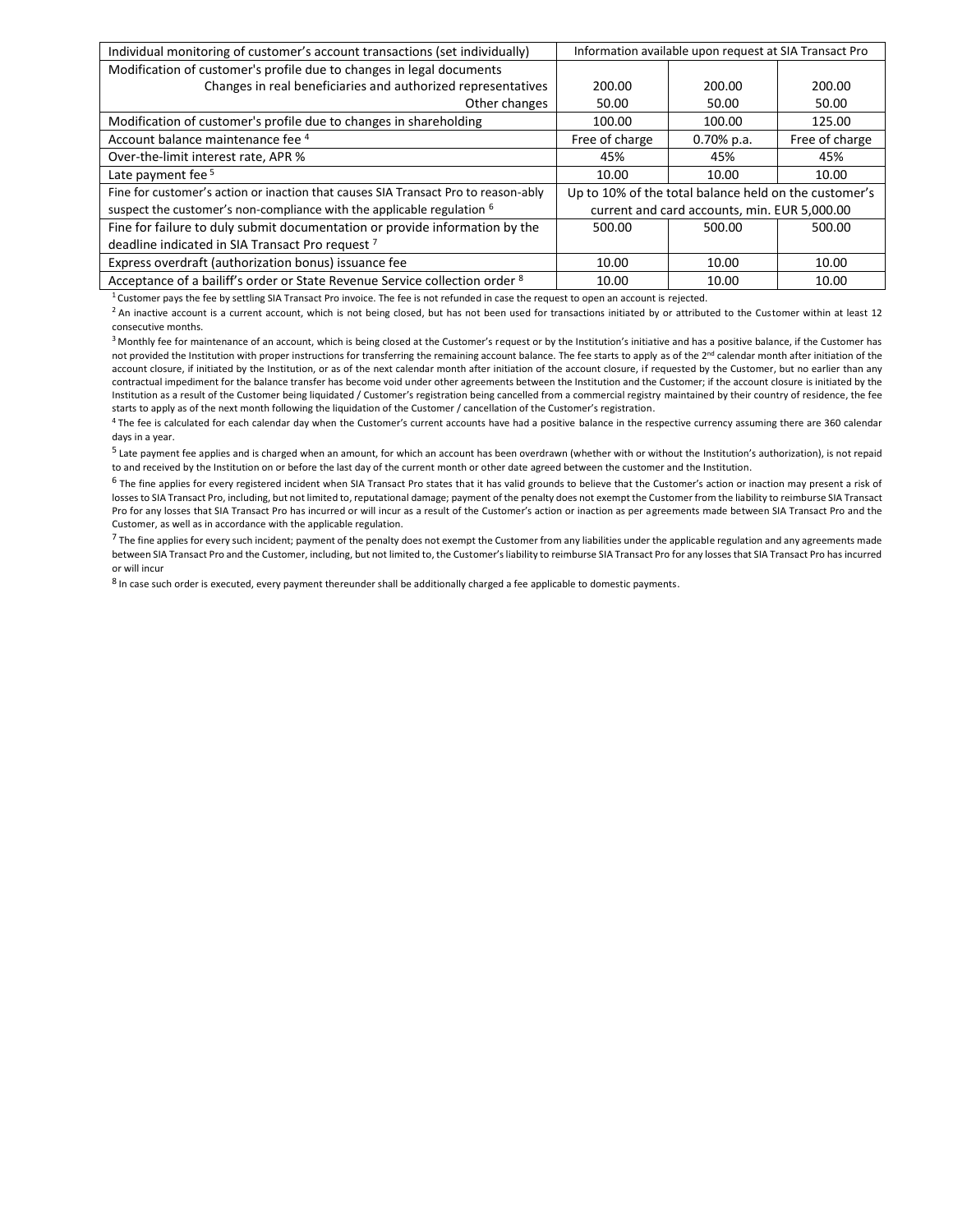| | | | |
|---|---|---|---|
| Individual monitoring of customer's account transactions (set individually) | Information available upon request at SIA Transact Pro | | |
| Modification of customer's profile due to changes in legal documents | | | |
| Changes in real beneficiaries and authorized representatives | 200.00 | 200.00 | 200.00 |
| Other changes | 50.00 | 50.00 | 50.00 |
| Modification of customer's profile due to changes in shareholding | 100.00 | 100.00 | 125.00 |
| Account balance maintenance fee [4] | Free of charge | 0.70% p.a. | Free of charge |
| Over-the-limit interest rate, APR % | 45% | 45% | 45% |
| Late payment fee [5] | 10.00 | 10.00 | 10.00 |
| Fine for customer's action or inaction that causes SIA Transact Pro to reason-ably suspect the customer's non-compliance with the applicable regulation [6] | Up to 10% of the total balance held on the customer's current and card accounts, min. EUR 5,000.00 | | |
| Fine for failure to duly submit documentation or provide information by the deadline indicated in SIA Transact Pro request [7] | 500.00 | 500.00 | 500.00 |
| Express overdraft (authorization bonus) issuance fee | 10.00 | 10.00 | 10.00 |
| Acceptance of a bailiff's order or State Revenue Service collection order [8] | 10.00 | 10.00 | 10.00 |

[1] Customer pays the fee by settling SIA Transact Pro invoice. The fee is not refunded in case the request to open an account is rejected.

[2] An inactive account is a current account, which is not being closed, but has not been used for transactions initiated by or attributed to the Customer within at least 12 consecutive months.

[3] Monthly fee for maintenance of an account, which is being closed at the Customer's request or by the Institution's initiative and has a positive balance, if the Customer has not provided the Institution with proper instructions for transferring the remaining account balance. The fee starts to apply as of the 2nd calendar month after initiation of the account closure, if initiated by the Institution, or as of the next calendar month after initiation of the account closure, if requested by the Customer, but no earlier than any contractual impediment for the balance transfer has become void under other agreements between the Institution and the Customer; if the account closure is initiated by the Institution as a result of the Customer being liquidated / Customer's registration being cancelled from a commercial registry maintained by their country of residence, the fee starts to apply as of the next month following the liquidation of the Customer / cancellation of the Customer's registration.

[4] The fee is calculated for each calendar day when the Customer's current accounts have had a positive balance in the respective currency assuming there are 360 calendar days in a year.

[5] Late payment fee applies and is charged when an amount, for which an account has been overdrawn (whether with or without the Institution's authorization), is not repaid to and received by the Institution on or before the last day of the current month or other date agreed between the customer and the Institution.

[6] The fine applies for every registered incident when SIA Transact Pro states that it has valid grounds to believe that the Customer's action or inaction may present a risk of losses to SIA Transact Pro, including, but not limited to, reputational damage; payment of the penalty does not exempt the Customer from the liability to reimburse SIA Transact Pro for any losses that SIA Transact Pro has incurred or will incur as a result of the Customer's action or inaction as per agreements made between SIA Transact Pro and the Customer, as well as in accordance with the applicable regulation.

[7] The fine applies for every such incident; payment of the penalty does not exempt the Customer from any liabilities under the applicable regulation and any agreements made between SIA Transact Pro and the Customer, including, but not limited to, the Customer's liability to reimburse SIA Transact Pro for any losses that SIA Transact Pro has incurred or will incur

[8] In case such order is executed, every payment thereunder shall be additionally charged a fee applicable to domestic payments.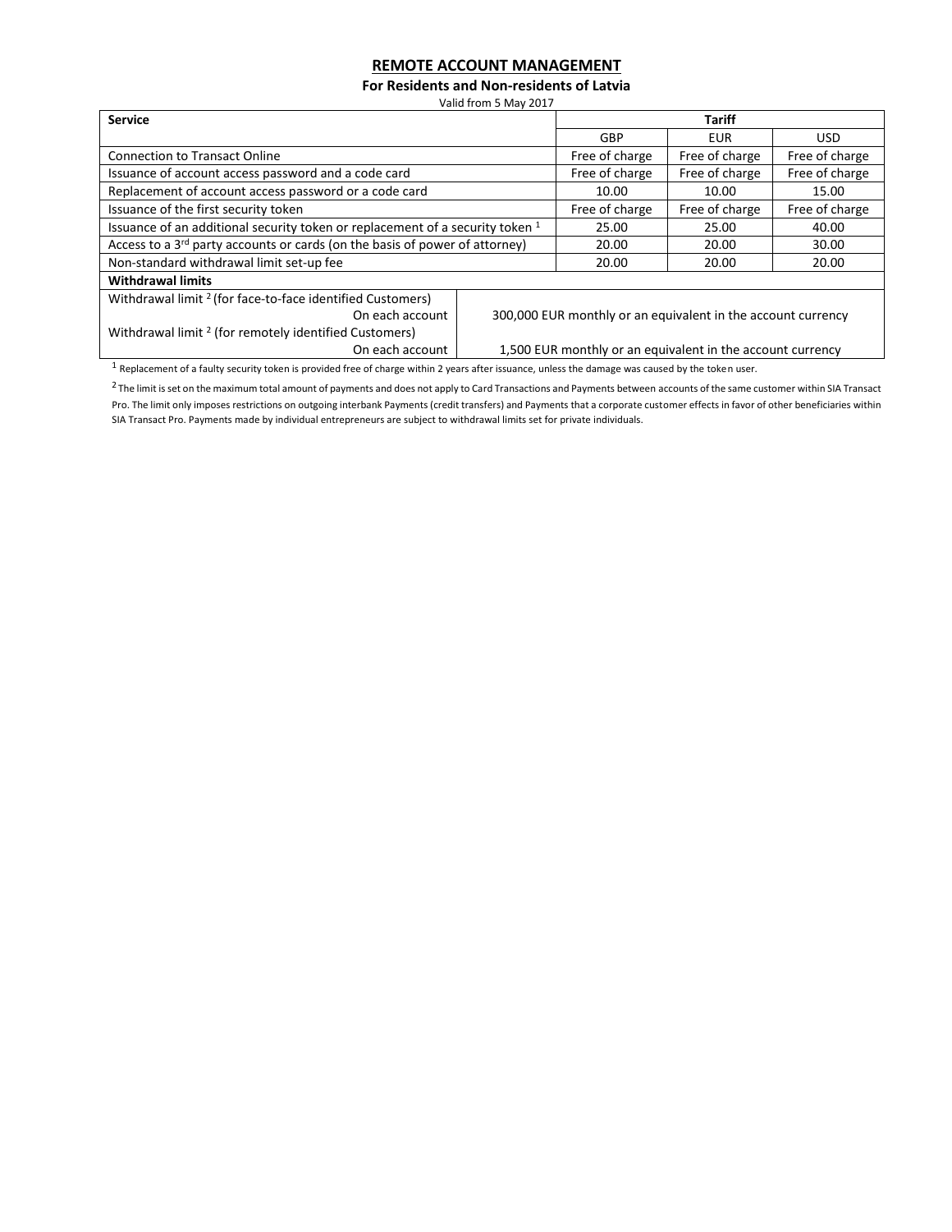## REMOTE ACCOUNT MANAGEMENT

**For Residents and Non-residents of Latvia**

Valid from 5 May 2017

| Service | Tariff | | |
|---|---|---|---|
| | GBP | EUR | USD |
| Connection to Transact Online | Free of charge | Free of charge | Free of charge |
| Issuance of account access password and a code card | Free of charge | Free of charge | Free of charge |
| Replacement of account access password or a code card | 10.00 | 10.00 | 15.00 |
| Issuance of the first security token | Free of charge | Free of charge | Free of charge |
| Issuance of an additional security token or replacement of a security token [1] | 25.00 | 25.00 | 40.00 |
| Access to a 3rd party accounts or cards (on the basis of power of attorney) | 20.00 | 20.00 | 30.00 |
| Non-standard withdrawal limit set-up fee | 20.00 | 20.00 | 20.00 |
| **Withdrawal limits** | | | |
| Withdrawal limit [2] (for face-to-face identified Customers) On each account | 300,000 EUR monthly or an equivalent in the account currency | | |
| Withdrawal limit [2] (for remotely identified Customers) On each account | 1,500 EUR monthly or an equivalent in the account currency | | |

[1] Replacement of a faulty security token is provided free of charge within 2 years after issuance, unless the damage was caused by the token user.

[2] The limit is set on the maximum total amount of payments and does not apply to Card Transactions and Payments between accounts of the same customer within SIA Transact Pro. The limit only imposes restrictions on outgoing interbank Payments (credit transfers) and Payments that a corporate customer effects in favor of other beneficiaries within SIA Transact Pro. Payments made by individual entrepreneurs are subject to withdrawal limits set for private individuals.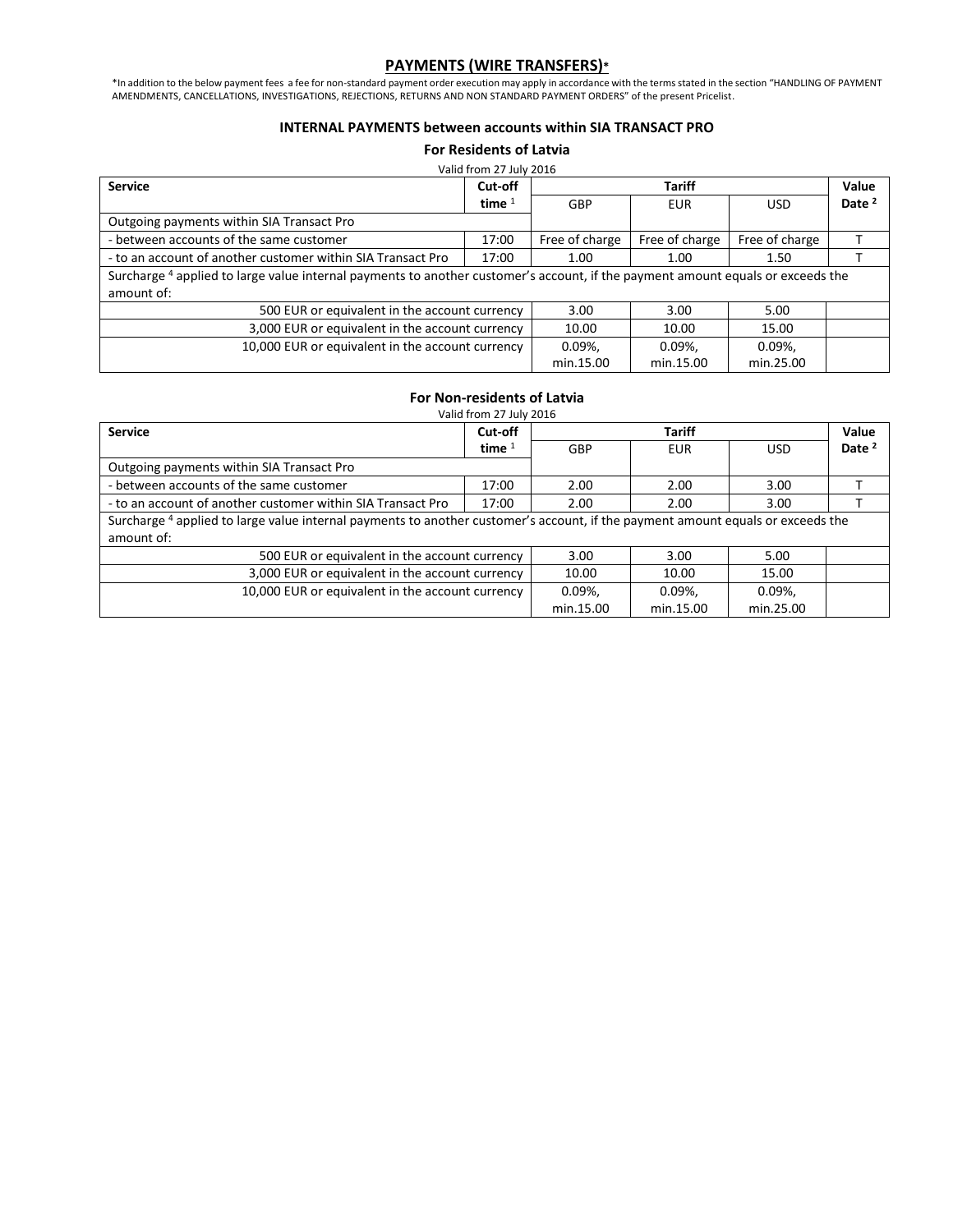## PAYMENTS (WIRE TRANSFERS)*

*In addition to the below payment fees a fee for non-standard payment order execution may apply in accordance with the terms stated in the section "HANDLING OF PAYMENT AMENDMENTS, CANCELLATIONS, INVESTIGATIONS, REJECTIONS, RETURNS AND NON STANDARD PAYMENT ORDERS" of the present Pricelist.

### INTERNAL PAYMENTS between accounts within SIA TRANSACT PRO

#### For Residents of Latvia

Valid from 27 July 2016

| Service | Cut-off time [1] | Tariff | | | Value Date [2] |
|---|---|---|---|---|---|
| | | GBP | EUR | USD | |
| Outgoing payments within SIA Transact Pro | | | | | |
| - between accounts of the same customer | 17:00 | Free of charge | Free of charge | Free of charge | T |
| - to an account of another customer within SIA Transact Pro | 17:00 | 1.00 | 1.00 | 1.50 | T |
| Surcharge [4] applied to large value internal payments to another customer's account, if the payment amount equals or exceeds the amount of: | | | | | |
| 500 EUR or equivalent in the account currency | | 3.00 | 3.00 | 5.00 | |
| 3,000 EUR or equivalent in the account currency | | 10.00 | 10.00 | 15.00 | |
| 10,000 EUR or equivalent in the account currency | | 0.09%, min.15.00 | 0.09%, min.15.00 | 0.09%, min.25.00 | |

#### For Non-residents of Latvia

Valid from 27 July 2016

| Service | Cut-off time [1] | Tariff | | | Value Date [2] |
|---|---|---|---|---|---|
| | | GBP | EUR | USD | |
| Outgoing payments within SIA Transact Pro | | | | | |
| - between accounts of the same customer | 17:00 | 2.00 | 2.00 | 3.00 | T |
| - to an account of another customer within SIA Transact Pro | 17:00 | 2.00 | 2.00 | 3.00 | T |
| Surcharge [4] applied to large value internal payments to another customer's account, if the payment amount equals or exceeds the amount of: | | | | | |
| 500 EUR or equivalent in the account currency | | 3.00 | 3.00 | 5.00 | |
| 3,000 EUR or equivalent in the account currency | | 10.00 | 10.00 | 15.00 | |
| 10,000 EUR or equivalent in the account currency | | 0.09%, min.15.00 | 0.09%, min.15.00 | 0.09%, min.25.00 | |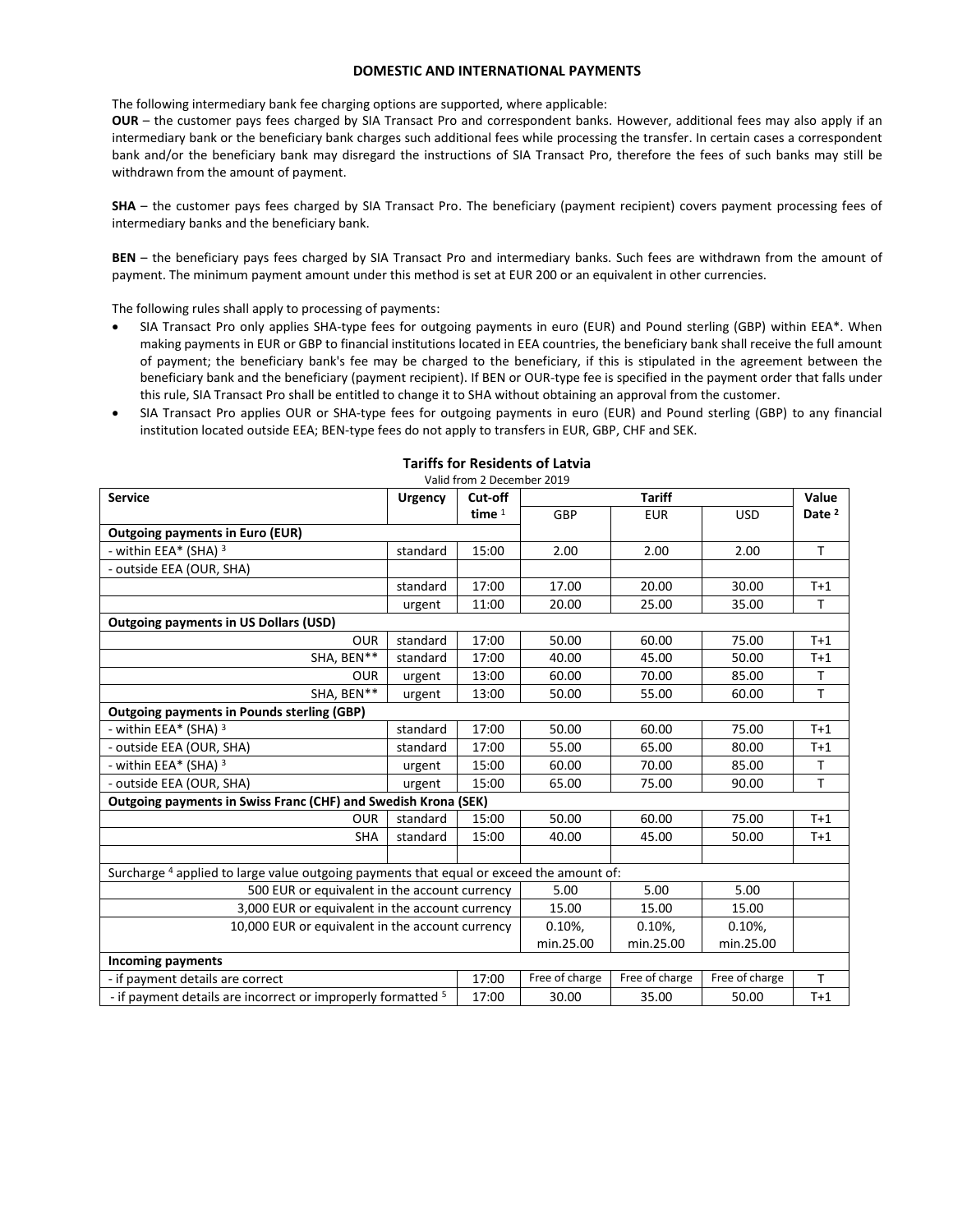## DOMESTIC AND INTERNATIONAL PAYMENTS

The following intermediary bank fee charging options are supported, where applicable:

**OUR** – the customer pays fees charged by SIA Transact Pro and correspondent banks. However, additional fees may also apply if an intermediary bank or the beneficiary bank charges such additional fees while processing the transfer. In certain cases a correspondent bank and/or the beneficiary bank may disregard the instructions of SIA Transact Pro, therefore the fees of such banks may still be withdrawn from the amount of payment.

**SHA** – the customer pays fees charged by SIA Transact Pro. The beneficiary (payment recipient) covers payment processing fees of intermediary banks and the beneficiary bank.

**BEN** – the beneficiary pays fees charged by SIA Transact Pro and intermediary banks. Such fees are withdrawn from the amount of payment. The minimum payment amount under this method is set at EUR 200 or an equivalent in other currencies.

The following rules shall apply to processing of payments:

- SIA Transact Pro only applies SHA-type fees for outgoing payments in euro (EUR) and Pound sterling (GBP) within EEA*. When making payments in EUR or GBP to financial institutions located in EEA countries, the beneficiary bank shall receive the full amount of payment; the beneficiary bank's fee may be charged to the beneficiary, if this is stipulated in the agreement between the beneficiary bank and the beneficiary (payment recipient). If BEN or OUR-type fee is specified in the payment order that falls under this rule, SIA Transact Pro shall be entitled to change it to SHA without obtaining an approval from the customer.
- SIA Transact Pro applies OUR or SHA-type fees for outgoing payments in euro (EUR) and Pound sterling (GBP) to any financial institution located outside EEA; BEN-type fees do not apply to transfers in EUR, GBP, CHF and SEK.

### Tariffs for Residents of Latvia

Valid from 2 December 2019

| Service | Urgency | Cut-off time [1] | Tariff | | | Value Date [2] |
|---|---|---|---|---|---|---|
| | | | GBP | EUR | USD | |
| **Outgoing payments in Euro (EUR)** | | | | | | |
| - within EEA* (SHA) [3] | standard | 15:00 | 2.00 | 2.00 | 2.00 | T |
| - outside EEA (OUR, SHA) | | | | | | |
| | standard | 17:00 | 17.00 | 20.00 | 30.00 | T+1 |
| | urgent | 11:00 | 20.00 | 25.00 | 35.00 | T |
| **Outgoing payments in US Dollars (USD)** | | | | | | |
| OUR | standard | 17:00 | 50.00 | 60.00 | 75.00 | T+1 |
| SHA, BEN** | standard | 17:00 | 40.00 | 45.00 | 50.00 | T+1 |
| OUR | urgent | 13:00 | 60.00 | 70.00 | 85.00 | T |
| SHA, BEN** | urgent | 13:00 | 50.00 | 55.00 | 60.00 | T |
| **Outgoing payments in Pounds sterling (GBP)** | | | | | | |
| - within EEA* (SHA) [3] | standard | 17:00 | 50.00 | 60.00 | 75.00 | T+1 |
| - outside EEA (OUR, SHA) | standard | 17:00 | 55.00 | 65.00 | 80.00 | T+1 |
| - within EEA* (SHA) [3] | urgent | 15:00 | 60.00 | 70.00 | 85.00 | T |
| - outside EEA (OUR, SHA) | urgent | 15:00 | 65.00 | 75.00 | 90.00 | T |
| **Outgoing payments in Swiss Franc (CHF) and Swedish Krona (SEK)** | | | | | | |
| OUR | standard | 15:00 | 50.00 | 60.00 | 75.00 | T+1 |
| SHA | standard | 15:00 | 40.00 | 45.00 | 50.00 | T+1 |
| | | | | | | |
| Surcharge [4] applied to large value outgoing payments that equal or exceed the amount of: | | | | | | |
| 500 EUR or equivalent in the account currency | | | 5.00 | 5.00 | 5.00 | |
| 3,000 EUR or equivalent in the account currency | | | 15.00 | 15.00 | 15.00 | |
| 10,000 EUR or equivalent in the account currency | | | 0.10%, min.25.00 | 0.10%, min.25.00 | 0.10%, min.25.00 | |
| **Incoming payments** | | | | | | |
| - if payment details are correct | | 17:00 | Free of charge | Free of charge | Free of charge | T |
| - if payment details are incorrect or improperly formatted [5] | | 17:00 | 30.00 | 35.00 | 50.00 | T+1 |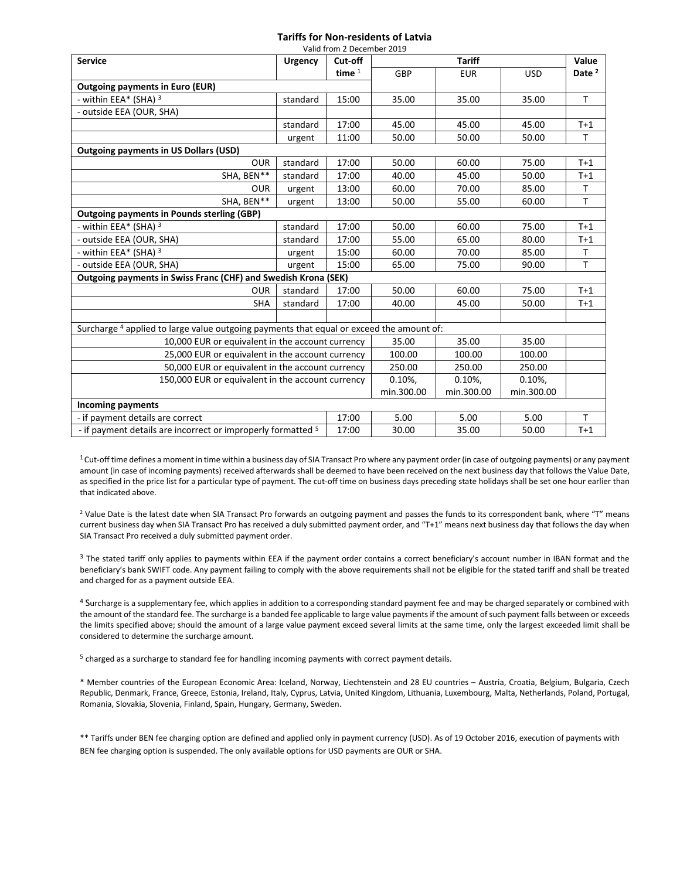## Tariffs for Non-residents of Latvia

Valid from 2 December 2019

| Service | Urgency | Cut-off time [1] | Tariff | | | Value Date [2] |
|---|---|---|---|---|---|---|
| | | | GBP | EUR | USD | |
| **Outgoing payments in Euro (EUR)** | | | | | | |
| - within EEA* (SHA) [3] | standard | 15:00 | 35.00 | 35.00 | 35.00 | T |
| - outside EEA (OUR, SHA) | | | | | | |
| | standard | 17:00 | 45.00 | 45.00 | 45.00 | T+1 |
| | urgent | 11:00 | 50.00 | 50.00 | 50.00 | T |
| **Outgoing payments in US Dollars (USD)** | | | | | | |
| OUR | standard | 17:00 | 50.00 | 60.00 | 75.00 | T+1 |
| SHA, BEN** | standard | 17:00 | 40.00 | 45.00 | 50.00 | T+1 |
| OUR | urgent | 13:00 | 60.00 | 70.00 | 85.00 | T |
| SHA, BEN** | urgent | 13:00 | 50.00 | 55.00 | 60.00 | T |
| **Outgoing payments in Pounds sterling (GBP)** | | | | | | |
| - within EEA* (SHA) [3] | standard | 17:00 | 50.00 | 60.00 | 75.00 | T+1 |
| - outside EEA (OUR, SHA) | standard | 17:00 | 55.00 | 65.00 | 80.00 | T+1 |
| - within EEA* (SHA) [3] | urgent | 15:00 | 60.00 | 70.00 | 85.00 | T |
| - outside EEA (OUR, SHA) | urgent | 15:00 | 65.00 | 75.00 | 90.00 | T |
| **Outgoing payments in Swiss Franc (CHF) and Swedish Krona (SEK)** | | | | | | |
| OUR | standard | 17:00 | 50.00 | 60.00 | 75.00 | T+1 |
| SHA | standard | 17:00 | 40.00 | 45.00 | 50.00 | T+1 |
| | | | | | | |
| Surcharge [4] applied to large value outgoing payments that equal or exceed the amount of: | | | | | | |
| 10,000 EUR or equivalent in the account currency | | | 35.00 | 35.00 | 35.00 | |
| 25,000 EUR or equivalent in the account currency | | | 100.00 | 100.00 | 100.00 | |
| 50,000 EUR or equivalent in the account currency | | | 250.00 | 250.00 | 250.00 | |
| 150,000 EUR or equivalent in the account currency | | | 0.10%, min.300.00 | 0.10%, min.300.00 | 0.10%, min.300.00 | |
| **Incoming payments** | | | | | | |
| - if payment details are correct | | 17:00 | 5.00 | 5.00 | 5.00 | T |
| - if payment details are incorrect or improperly formatted [5] | | 17:00 | 30.00 | 35.00 | 50.00 | T+1 |

[1] Cut-off time defines a moment in time within a business day of SIA Transact Pro where any payment order (in case of outgoing payments) or any payment amount (in case of incoming payments) received afterwards shall be deemed to have been received on the next business day that follows the Value Date, as specified in the price list for a particular type of payment. The cut-off time on business days preceding state holidays shall be set one hour earlier than that indicated above.

[2] Value Date is the latest date when SIA Transact Pro forwards an outgoing payment and passes the funds to its correspondent bank, where "T" means current business day when SIA Transact Pro has received a duly submitted payment order, and "T+1" means next business day that follows the day when SIA Transact Pro received a duly submitted payment order.

[3] The stated tariff only applies to payments within EEA if the payment order contains a correct beneficiary's account number in IBAN format and the beneficiary's bank SWIFT code. Any payment failing to comply with the above requirements shall not be eligible for the stated tariff and shall be treated and charged for as a payment outside EEA.

[4] Surcharge is a supplementary fee, which applies in addition to a corresponding standard payment fee and may be charged separately or combined with the amount of the standard fee. The surcharge is a banded fee applicable to large value payments if the amount of such payment falls between or exceeds the limits specified above; should the amount of a large value payment exceed several limits at the same time, only the largest exceeded limit shall be considered to determine the surcharge amount.

[5] charged as a surcharge to standard fee for handling incoming payments with correct payment details.

\* Member countries of the European Economic Area: Iceland, Norway, Liechtenstein and 28 EU countries – Austria, Croatia, Belgium, Bulgaria, Czech Republic, Denmark, France, Greece, Estonia, Ireland, Italy, Cyprus, Latvia, United Kingdom, Lithuania, Luxembourg, Malta, Netherlands, Poland, Portugal, Romania, Slovakia, Slovenia, Finland, Spain, Hungary, Germany, Sweden.

** Tariffs under BEN fee charging option are defined and applied only in payment currency (USD). As of 19 October 2016, execution of payments with BEN fee charging option is suspended. The only available options for USD payments are OUR or SHA.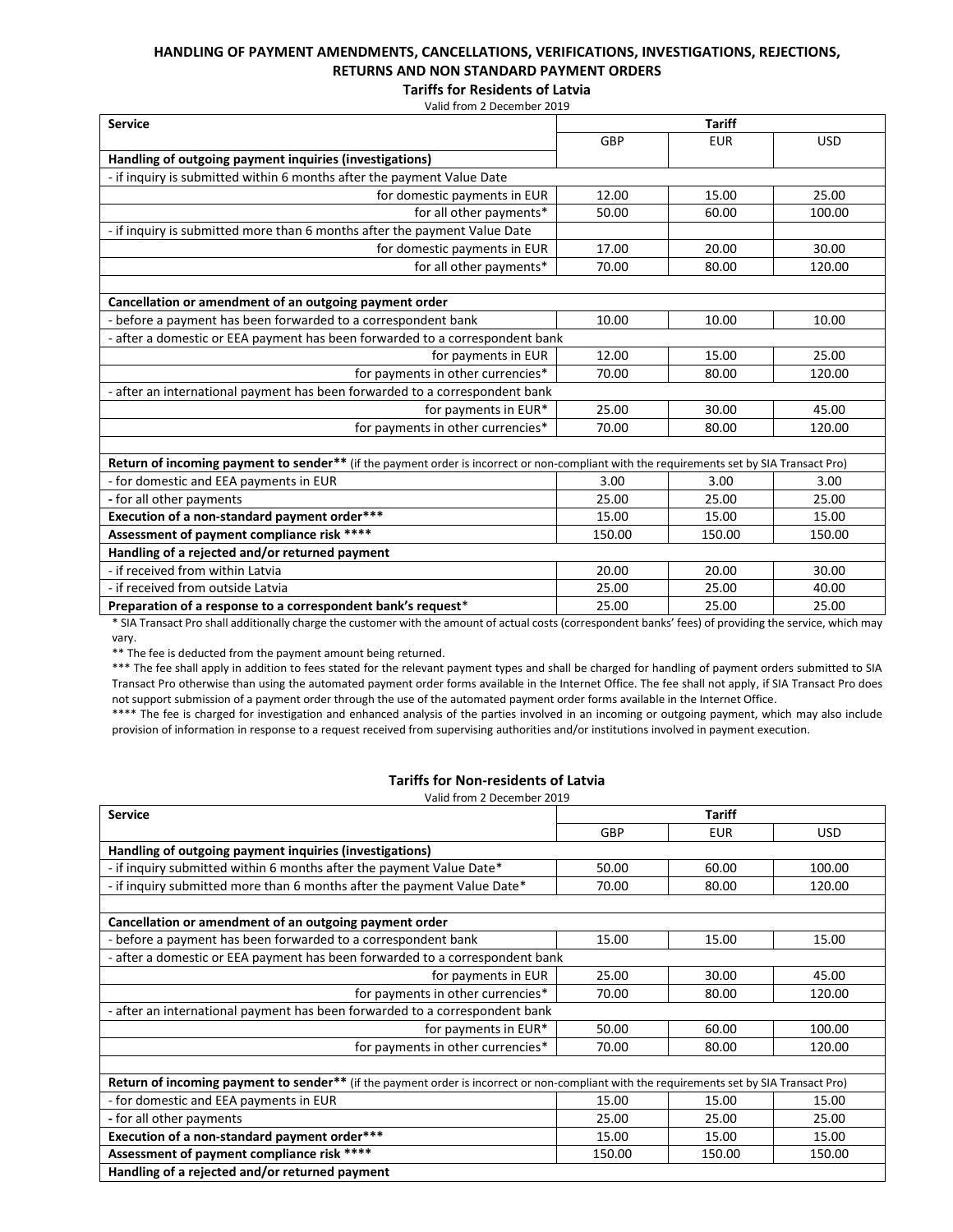## HANDLING OF PAYMENT AMENDMENTS, CANCELLATIONS, VERIFICATIONS, INVESTIGATIONS, REJECTIONS, RETURNS AND NON STANDARD PAYMENT ORDERS

### Tariffs for Residents of Latvia

Valid from 2 December 2019

| Service | Tariff | | |
|---|---|---|---|
| | GBP | EUR | USD |
| **Handling of outgoing payment inquiries (investigations)** | | | |
| - if inquiry is submitted within 6 months after the payment Value Date | | | |
| for domestic payments in EUR | 12.00 | 15.00 | 25.00 |
| for all other payments* | 50.00 | 60.00 | 100.00 |
| - if inquiry is submitted more than 6 months after the payment Value Date | | | |
| for domestic payments in EUR | 17.00 | 20.00 | 30.00 |
| for all other payments* | 70.00 | 80.00 | 120.00 |
| | | | |
| **Cancellation or amendment of an outgoing payment order** | | | |
| - before a payment has been forwarded to a correspondent bank | 10.00 | 10.00 | 10.00 |
| - after a domestic or EEA payment has been forwarded to a correspondent bank | | | |
| for payments in EUR | 12.00 | 15.00 | 25.00 |
| for payments in other currencies* | 70.00 | 80.00 | 120.00 |
| - after an international payment has been forwarded to a correspondent bank | | | |
| for payments in EUR* | 25.00 | 30.00 | 45.00 |
| for payments in other currencies* | 70.00 | 80.00 | 120.00 |
| | | | |
| **Return of incoming payment to sender**** (if the payment order is incorrect or non-compliant with the requirements set by SIA Transact Pro) | | | |
| - for domestic and EEA payments in EUR | 3.00 | 3.00 | 3.00 |
| - for all other payments | 25.00 | 25.00 | 25.00 |
| **Execution of a non-standard payment order***** | 15.00 | 15.00 | 15.00 |
| **Assessment of payment compliance risk ****** | 150.00 | 150.00 | 150.00 |
| **Handling of a rejected and/or returned payment** | | | |
| - if received from within Latvia | 20.00 | 20.00 | 30.00 |
| - if received from outside Latvia | 25.00 | 25.00 | 40.00 |
| **Preparation of a response to a correspondent bank's request*** | 25.00 | 25.00 | 25.00 |

* SIA Transact Pro shall additionally charge the customer with the amount of actual costs (correspondent banks' fees) of providing the service, which may vary.

** The fee is deducted from the payment amount being returned.

*** The fee shall apply in addition to fees stated for the relevant payment types and shall be charged for handling of payment orders submitted to SIA Transact Pro otherwise than using the automated payment order forms available in the Internet Office. The fee shall not apply, if SIA Transact Pro does not support submission of a payment order through the use of the automated payment order forms available in the Internet Office.

**** The fee is charged for investigation and enhanced analysis of the parties involved in an incoming or outgoing payment, which may also include provision of information in response to a request received from supervising authorities and/or institutions involved in payment execution.

### Tariffs for Non-residents of Latvia

Valid from 2 December 2019

| Service | Tariff | | |
|---|---|---|---|
| | GBP | EUR | USD |
| **Handling of outgoing payment inquiries (investigations)** | | | |
| - if inquiry submitted within 6 months after the payment Value Date* | 50.00 | 60.00 | 100.00 |
| - if inquiry submitted more than 6 months after the payment Value Date* | 70.00 | 80.00 | 120.00 |
| | | | |
| **Cancellation or amendment of an outgoing payment order** | | | |
| - before a payment has been forwarded to a correspondent bank | 15.00 | 15.00 | 15.00 |
| - after a domestic or EEA payment has been forwarded to a correspondent bank | | | |
| for payments in EUR | 25.00 | 30.00 | 45.00 |
| for payments in other currencies* | 70.00 | 80.00 | 120.00 |
| - after an international payment has been forwarded to a correspondent bank | | | |
| for payments in EUR* | 50.00 | 60.00 | 100.00 |
| for payments in other currencies* | 70.00 | 80.00 | 120.00 |
| | | | |
| **Return of incoming payment to sender**** (if the payment order is incorrect or non-compliant with the requirements set by SIA Transact Pro) | | | |
| - for domestic and EEA payments in EUR | 15.00 | 15.00 | 15.00 |
| - for all other payments | 25.00 | 25.00 | 25.00 |
| **Execution of a non-standard payment order***** | 15.00 | 15.00 | 15.00 |
| **Assessment of payment compliance risk ****** | 150.00 | 150.00 | 150.00 |
| **Handling of a rejected and/or returned payment** | | | |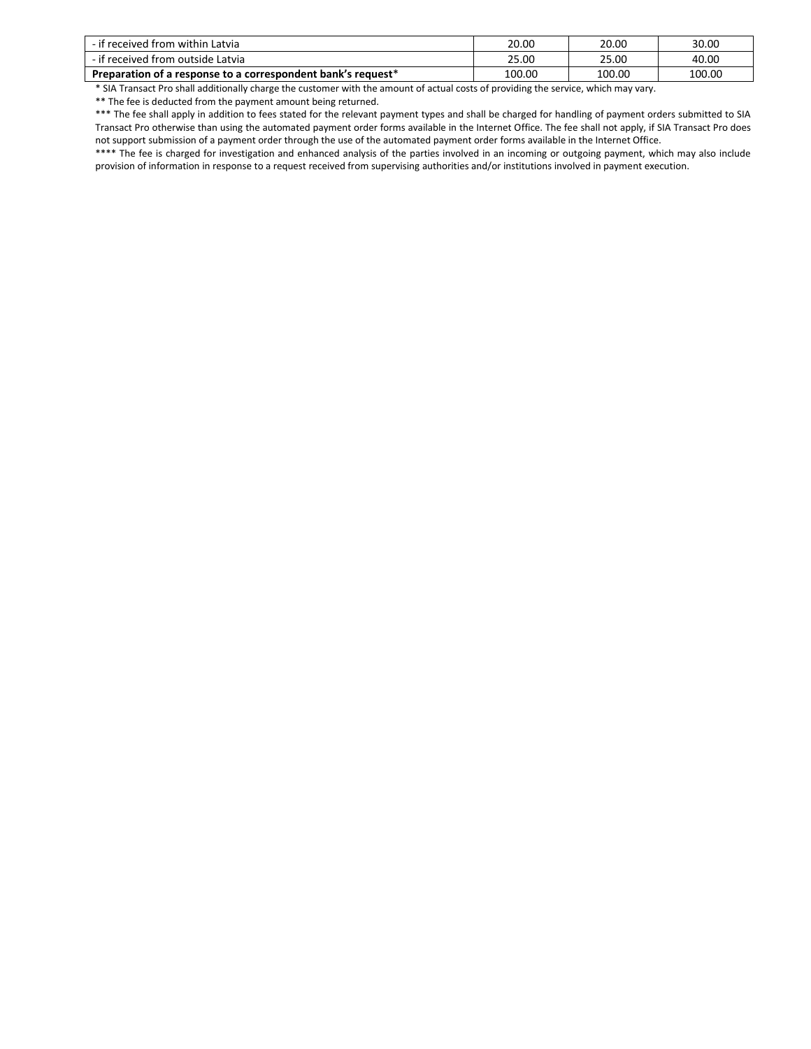| | | | |
|---|---|---|---|
| - if received from within Latvia | 20.00 | 20.00 | 30.00 |
| - if received from outside Latvia | 25.00 | 25.00 | 40.00 |
| **Preparation of a response to a correspondent bank's request*** | 100.00 | 100.00 | 100.00 |

\* SIA Transact Pro shall additionally charge the customer with the amount of actual costs of providing the service, which may vary.

** The fee is deducted from the payment amount being returned.

*** The fee shall apply in addition to fees stated for the relevant payment types and shall be charged for handling of payment orders submitted to SIA Transact Pro otherwise than using the automated payment order forms available in the Internet Office. The fee shall not apply, if SIA Transact Pro does not support submission of a payment order through the use of the automated payment order forms available in the Internet Office.

**** The fee is charged for investigation and enhanced analysis of the parties involved in an incoming or outgoing payment, which may also include provision of information in response to a request received from supervising authorities and/or institutions involved in payment execution.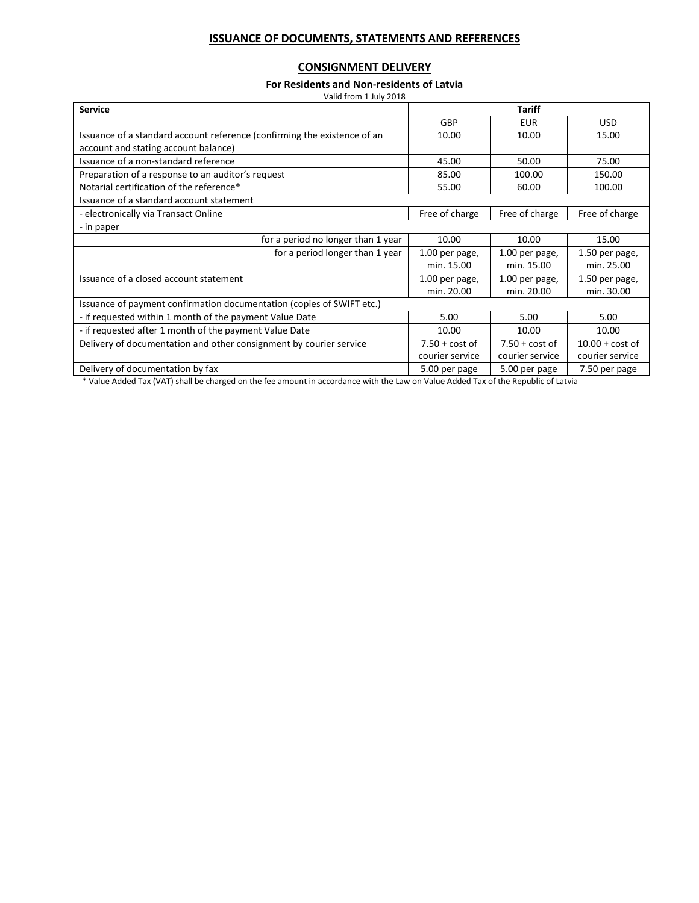## ISSUANCE OF DOCUMENTS, STATEMENTS AND REFERENCES

## CONSIGNMENT DELIVERY

### For Residents and Non-residents of Latvia

Valid from 1 July 2018

| Service | Tariff | | |
|---|---|---|---|
| | GBP | EUR | USD |
| Issuance of a standard account reference (confirming the existence of an account and stating account balance) | 10.00 | 10.00 | 15.00 |
| Issuance of a non-standard reference | 45.00 | 50.00 | 75.00 |
| Preparation of a response to an auditor's request | 85.00 | 100.00 | 150.00 |
| Notarial certification of the reference* | 55.00 | 60.00 | 100.00 |
| Issuance of a standard account statement | | | |
| - electronically via Transact Online | Free of charge | Free of charge | Free of charge |
| - in paper | | | |
| for a period no longer than 1 year | 10.00 | 10.00 | 15.00 |
| for a period longer than 1 year | 1.00 per page, min. 15.00 | 1.00 per page, min. 15.00 | 1.50 per page, min. 25.00 |
| Issuance of a closed account statement | 1.00 per page, min. 20.00 | 1.00 per page, min. 20.00 | 1.50 per page, min. 30.00 |
| Issuance of payment confirmation documentation (copies of SWIFT etc.) | | | |
| - if requested within 1 month of the payment Value Date | 5.00 | 5.00 | 5.00 |
| - if requested after 1 month of the payment Value Date | 10.00 | 10.00 | 10.00 |
| Delivery of documentation and other consignment by courier service | 7.50 + cost of courier service | 7.50 + cost of courier service | 10.00 + cost of courier service |
| Delivery of documentation by fax | 5.00 per page | 5.00 per page | 7.50 per page |

* Value Added Tax (VAT) shall be charged on the fee amount in accordance with the Law on Value Added Tax of the Republic of Latvia